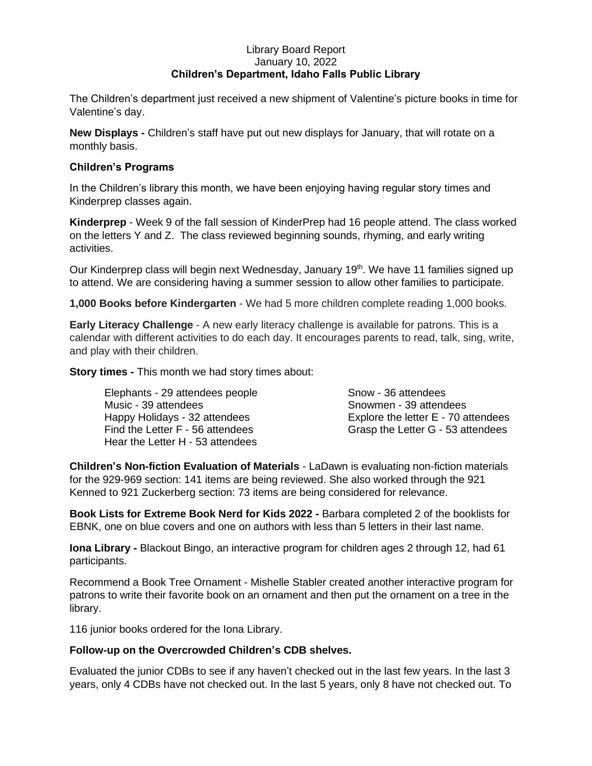Library Board Report
January 10, 2022
**Children's Department, Idaho Falls Public Library**

The Children's department just received a new shipment of Valentine's picture books in time for Valentine's day.

**New Displays -** Children's staff have put out new displays for January, that will rotate on a monthly basis.

**Children's Programs**

In the Children's library this month, we have been enjoying having regular story times and Kinderprep classes again.

**Kinderprep** - Week 9 of the fall session of KinderPrep had 16 people attend. The class worked on the letters Y and Z. The class reviewed beginning sounds, rhyming, and early writing activities.

Our Kinderprep class will begin next Wednesday, January 19th. We have 11 families signed up to attend. We are considering having a summer session to allow other families to participate.

**1,000 Books before Kindergarten** - We had 5 more children complete reading 1,000 books.

**Early Literacy Challenge** - A new early literacy challenge is available for patrons. This is a calendar with different activities to do each day. It encourages parents to read, talk, sing, write, and play with their children.

**Story times -** This month we had story times about:

- Elephants - 29 attendees people
- Music - 39 attendees
- Happy Holidays - 32 attendees
- Find the Letter F - 56 attendees
- Hear the Letter H - 53 attendees
- Snow - 36 attendees
- Snowmen - 39 attendees
- Explore the letter E - 70 attendees
- Grasp the Letter G - 53 attendees

**Children's Non-fiction Evaluation of Materials** - LaDawn is evaluating non-fiction materials for the 929-969 section: 141 items are being reviewed. She also worked through the 921 Kenned to 921 Zuckerberg section: 73 items are being considered for relevance.

**Book Lists for Extreme Book Nerd for Kids 2022 -** Barbara completed 2 of the booklists for EBNK, one on blue covers and one on authors with less than 5 letters in their last name.

**Iona Library -** Blackout Bingo, an interactive program for children ages 2 through 12, had 61 participants.

Recommend a Book Tree Ornament - Mishelle Stabler created another interactive program for patrons to write their favorite book on an ornament and then put the ornament on a tree in the library.

116 junior books ordered for the Iona Library.

**Follow-up on the Overcrowded Children's CDB shelves.**

Evaluated the junior CDBs to see if any haven't checked out in the last few years. In the last 3 years, only 4 CDBs have not checked out. In the last 5 years, only 8 have not checked out. To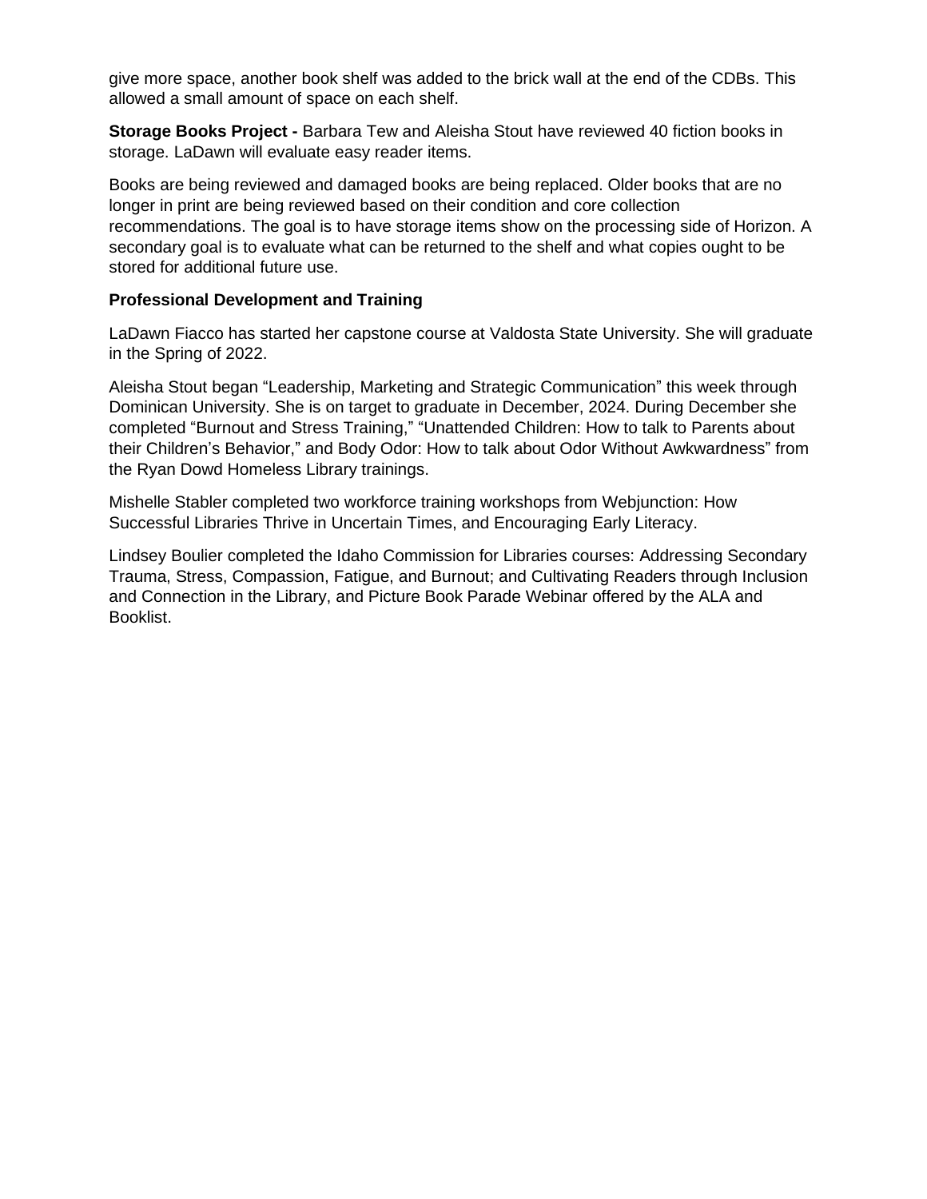give more space, another book shelf was added to the brick wall at the end of the CDBs. This allowed a small amount of space on each shelf.

**Storage Books Project -** Barbara Tew and Aleisha Stout have reviewed 40 fiction books in storage. LaDawn will evaluate easy reader items.

Books are being reviewed and damaged books are being replaced. Older books that are no longer in print are being reviewed based on their condition and core collection recommendations. The goal is to have storage items show on the processing side of Horizon. A secondary goal is to evaluate what can be returned to the shelf and what copies ought to be stored for additional future use.

**Professional Development and Training**

LaDawn Fiacco has started her capstone course at Valdosta State University. She will graduate in the Spring of 2022.

Aleisha Stout began "Leadership, Marketing and Strategic Communication" this week through Dominican University. She is on target to graduate in December, 2024. During December she completed "Burnout and Stress Training," "Unattended Children: How to talk to Parents about their Children's Behavior," and Body Odor: How to talk about Odor Without Awkwardness" from the Ryan Dowd Homeless Library trainings.

Mishelle Stabler completed two workforce training workshops from Webjunction: How Successful Libraries Thrive in Uncertain Times, and Encouraging Early Literacy.

Lindsey Boulier completed the Idaho Commission for Libraries courses: Addressing Secondary Trauma, Stress, Compassion, Fatigue, and Burnout; and Cultivating Readers through Inclusion and Connection in the Library, and Picture Book Parade Webinar offered by the ALA and Booklist.